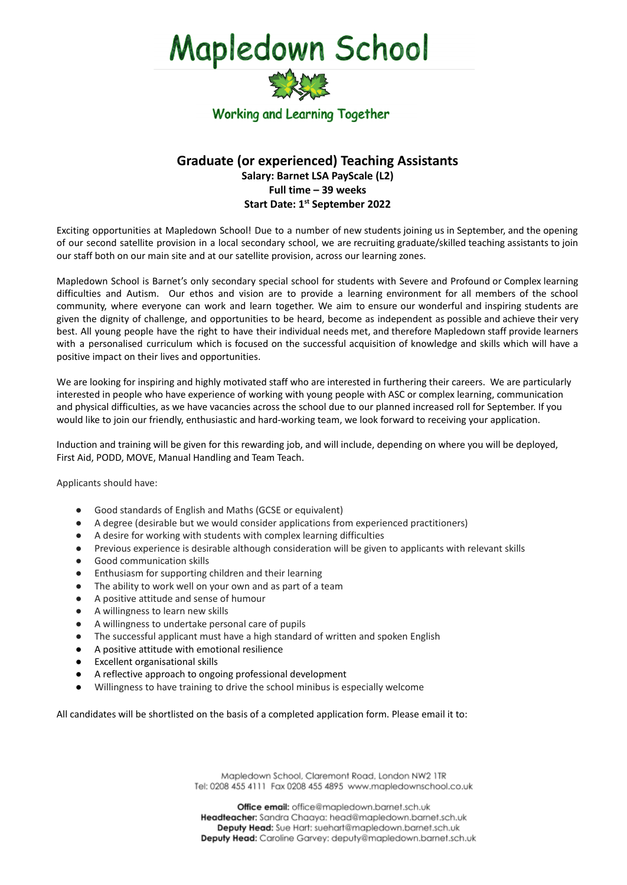# Mapledown School

Working and Learning Together

## Graduate (or experienced) Teaching Assistants

**Salary: Barnet LSA PayScale (L2)**
**Full time – 39 weeks**
**Start Date: 1st September 2022**

Exciting opportunities at Mapledown School! Due to a number of new students joining us in September, and the opening of our second satellite provision in a local secondary school, we are recruiting graduate/skilled teaching assistants to join our staff both on our main site and at our satellite provision, across our learning zones.

Mapledown School is Barnet's only secondary special school for students with Severe and Profound or Complex learning difficulties and Autism. Our ethos and vision are to provide a learning environment for all members of the school community, where everyone can work and learn together. We aim to ensure our wonderful and inspiring students are given the dignity of challenge, and opportunities to be heard, become as independent as possible and achieve their very best. All young people have the right to have their individual needs met, and therefore Mapledown staff provide learners with a personalised curriculum which is focused on the successful acquisition of knowledge and skills which will have a positive impact on their lives and opportunities.

We are looking for inspiring and highly motivated staff who are interested in furthering their careers. We are particularly interested in people who have experience of working with young people with ASC or complex learning, communication and physical difficulties, as we have vacancies across the school due to our planned increased roll for September. If you would like to join our friendly, enthusiastic and hard-working team, we look forward to receiving your application.

Induction and training will be given for this rewarding job, and will include, depending on where you will be deployed, First Aid, PODD, MOVE, Manual Handling and Team Teach.

Applicants should have:

- Good standards of English and Maths (GCSE or equivalent)
- A degree (desirable but we would consider applications from experienced practitioners)
- A desire for working with students with complex learning difficulties
- Previous experience is desirable although consideration will be given to applicants with relevant skills
- Good communication skills
- Enthusiasm for supporting children and their learning
- The ability to work well on your own and as part of a team
- A positive attitude and sense of humour
- A willingness to learn new skills
- A willingness to undertake personal care of pupils
- The successful applicant must have a high standard of written and spoken English
- A positive attitude with emotional resilience
- Excellent organisational skills
- A reflective approach to ongoing professional development
- Willingness to have training to drive the school minibus is especially welcome

All candidates will be shortlisted on the basis of a completed application form. Please email it to:

Mapledown School, Claremont Road, London NW2 1TR
Tel: 0208 455 4111 Fax 0208 455 4895 www.mapledownschool.co.uk

**Office email:** office@mapledown.barnet.sch.uk
**Headteacher:** Sandra Chaaya: head@mapledown.barnet.sch.uk
**Deputy Head:** Sue Hart: suehart@mapledown.barnet.sch.uk
**Deputy Head:** Caroline Garvey: deputy@mapledown.barnet.sch.uk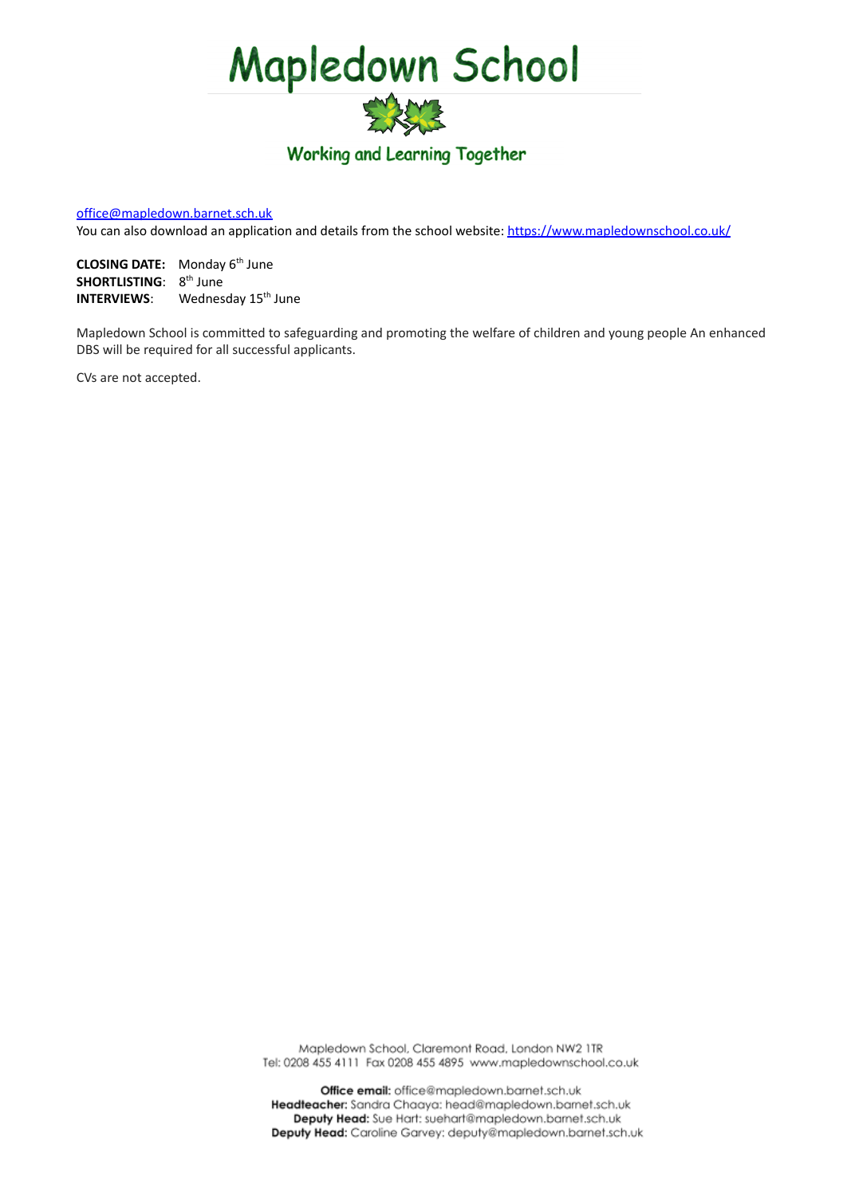# Mapledown School

Working and Learning Together

office@mapledown.barnet.sch.uk
You can also download an application and details from the school website: https://www.mapledownschool.co.uk/

**CLOSING DATE:** Monday 6th June
**SHORTLISTING**: 8th June
**INTERVIEWS**: Wednesday 15th June

Mapledown School is committed to safeguarding and promoting the welfare of children and young people An enhanced DBS will be required for all successful applicants.

CVs are not accepted.

Mapledown School, Claremont Road, London NW2 1TR
Tel: 0208 455 4111 Fax 0208 455 4895 www.mapledownschool.co.uk

**Office email:** office@mapledown.barnet.sch.uk
**Headteacher:** Sandra Chaaya: head@mapledown.barnet.sch.uk
**Deputy Head:** Sue Hart: suehart@mapledown.barnet.sch.uk
**Deputy Head:** Caroline Garvey: deputy@mapledown.barnet.sch.uk